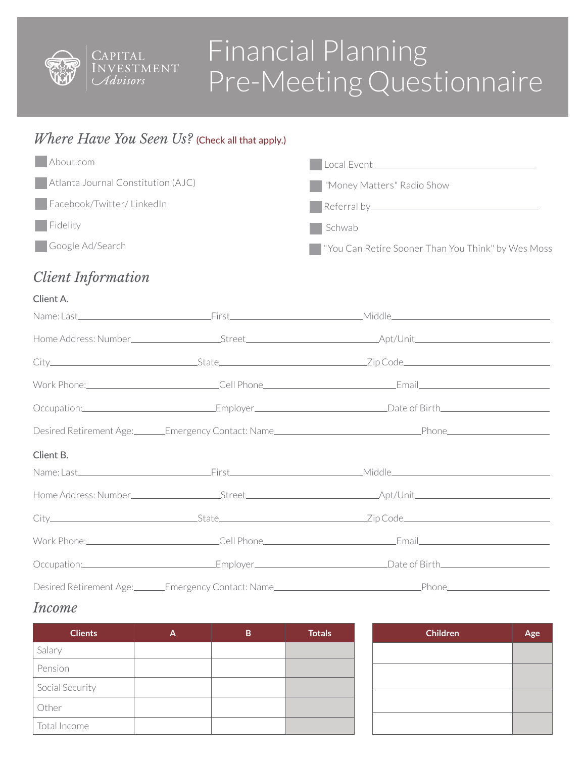Capital Investment *Advisors*

# Financial Planning Pre-Meeting Questionnaire

## *Where Have You Seen Us?* (Check all that apply.)

- ☐ About.com
- ☐ Atlanta Journal Constitution (AJC)
- ☐ Facebook/Twitter/ LinkedIn
- ☐ Fidelity
- ☐ Google Ad/Search
- ☐ Local Event\_\_\_\_\_\_\_\_\_\_\_\_\_\_\_\_\_\_\_\_\_\_\_\_\_\_\_\_\_\_
- ☐ "Money Matters" Radio Show
- ☐ Referral by\_\_\_\_\_\_\_\_\_\_\_\_\_\_\_\_\_\_\_\_\_\_\_\_\_\_\_\_\_\_
- ☐ Schwab
- ☐ "You Can Retire Sooner Than You Think" by Wes Moss

## *Client Information*

### Client A.

Name: Last\_\_\_\_\_\_\_\_\_\_\_\_\_\_\_\_\_\_\_\_First\_\_\_\_\_\_\_\_\_\_\_\_\_\_\_\_\_\_\_\_Middle\_\_\_\_\_\_\_\_\_\_\_\_\_\_\_\_\_\_\_\_

Home Address: Number\_\_\_\_\_\_\_\_\_\_\_\_\_\_\_Street\_\_\_\_\_\_\_\_\_\_\_\_\_\_\_\_\_\_\_\_Apt/Unit\_\_\_\_\_\_\_\_\_\_\_\_\_\_\_\_\_\_\_\_

City\_\_\_\_\_\_\_\_\_\_\_\_\_\_\_\_\_\_\_\_State\_\_\_\_\_\_\_\_\_\_\_\_\_\_\_\_\_\_\_\_Zip Code\_\_\_\_\_\_\_\_\_\_\_\_\_\_\_\_\_\_\_\_

Work Phone:\_\_\_\_\_\_\_\_\_\_\_\_\_\_\_\_\_\_\_\_Cell Phone\_\_\_\_\_\_\_\_\_\_\_\_\_\_\_\_\_\_\_\_Email\_\_\_\_\_\_\_\_\_\_\_\_\_\_\_\_\_\_\_\_

Occupation:\_\_\_\_\_\_\_\_\_\_\_\_\_\_\_\_\_\_\_\_Employer\_\_\_\_\_\_\_\_\_\_\_\_\_\_\_\_\_\_\_\_Date of Birth\_\_\_\_\_\_\_\_\_\_\_\_\_\_\_\_\_\_\_\_

Desired Retirement Age:\_\_\_\_\_\_Emergency Contact: Name\_\_\_\_\_\_\_\_\_\_\_\_\_\_\_\_\_\_\_\_\_\_\_\_Phone\_\_\_\_\_\_\_\_\_\_\_\_\_\_\_\_

### Client B.

Name: Last\_\_\_\_\_\_\_\_\_\_\_\_\_\_\_\_\_\_\_\_First\_\_\_\_\_\_\_\_\_\_\_\_\_\_\_\_\_\_\_\_Middle\_\_\_\_\_\_\_\_\_\_\_\_\_\_\_\_\_\_\_\_

Home Address: Number\_\_\_\_\_\_\_\_\_\_\_\_\_\_\_Street\_\_\_\_\_\_\_\_\_\_\_\_\_\_\_\_\_\_\_\_Apt/Unit\_\_\_\_\_\_\_\_\_\_\_\_\_\_\_\_\_\_\_\_

City\_\_\_\_\_\_\_\_\_\_\_\_\_\_\_\_\_\_\_\_State\_\_\_\_\_\_\_\_\_\_\_\_\_\_\_\_\_\_\_\_Zip Code\_\_\_\_\_\_\_\_\_\_\_\_\_\_\_\_\_\_\_\_

Work Phone:\_\_\_\_\_\_\_\_\_\_\_\_\_\_\_\_\_\_\_\_Cell Phone\_\_\_\_\_\_\_\_\_\_\_\_\_\_\_\_\_\_\_\_Email\_\_\_\_\_\_\_\_\_\_\_\_\_\_\_\_\_\_\_\_

Occupation:\_\_\_\_\_\_\_\_\_\_\_\_\_\_\_\_\_\_\_\_Employer\_\_\_\_\_\_\_\_\_\_\_\_\_\_\_\_\_\_\_\_Date of Birth\_\_\_\_\_\_\_\_\_\_\_\_\_\_\_\_\_\_\_\_

Desired Retirement Age:\_\_\_\_\_\_Emergency Contact: Name\_\_\_\_\_\_\_\_\_\_\_\_\_\_\_\_\_\_\_\_\_\_\_\_Phone\_\_\_\_\_\_\_\_\_\_\_\_\_\_\_\_

## *Income*

| Clients | A | B | Totals |
|---|---|---|---|
| Salary | | | |
| Pension | | | |
| Social Security | | | |
| Other | | | |
| Total Income | | | |

| Children | Age |
|---|---|
| | |
| | |
| | |
| | |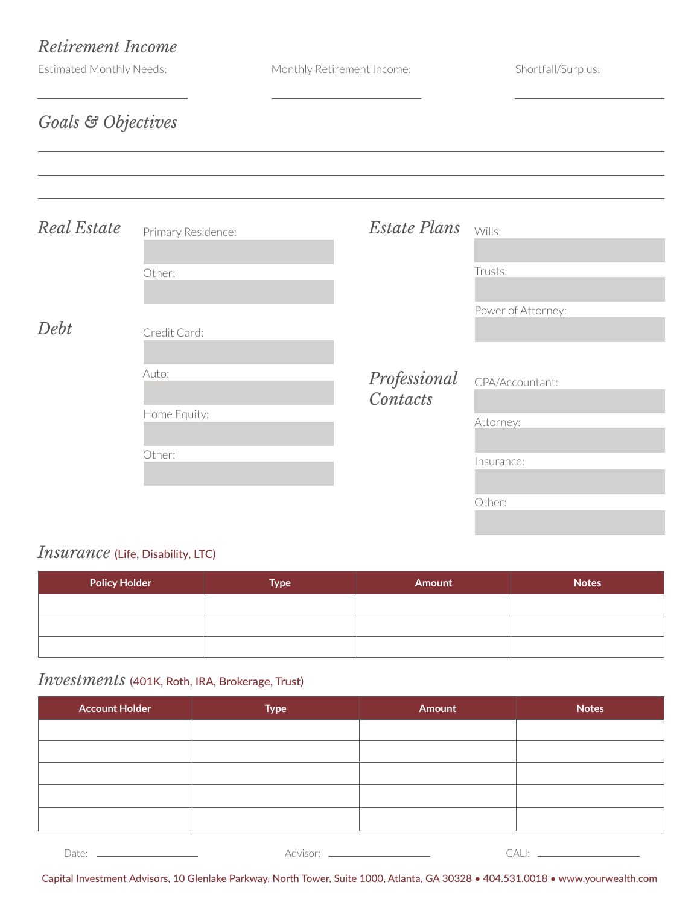## *Retirement Income*

Estimated Monthly Needs: ______________________

Monthly Retirement Income: ______________________

Shortfall/Surplus: ______________________

## *Goals & Objectives*

______________________________________________________________________

______________________________________________________________________

______________________________________________________________________

## *Real Estate*

Primary Residence:

Other:

## *Debt*

Credit Card:

Auto:

Home Equity:

Other:

## *Estate Plans*

Wills:

Trusts:

Power of Attorney:

## *Professional Contacts*

CPA/Accountant:

Attorney:

Insurance:

Other:

## *Insurance* (Life, Disability, LTC)

| Policy Holder | Type | Amount | Notes |
|---|---|---|---|
| | | | |
| | | | |
| | | | |

## *Investments* (401K, Roth, IRA, Brokerage, Trust)

| Account Holder | Type | Amount | Notes |
|---|---|---|---|
| | | | |
| | | | |
| | | | |
| | | | |
| | | | |

Date: ______________________ Advisor: ______________________ CALI: ______________________

Capital Investment Advisors, 10 Glenlake Parkway, North Tower, Suite 1000, Atlanta, GA 30328 • 404.531.0018 • www.yourwealth.com